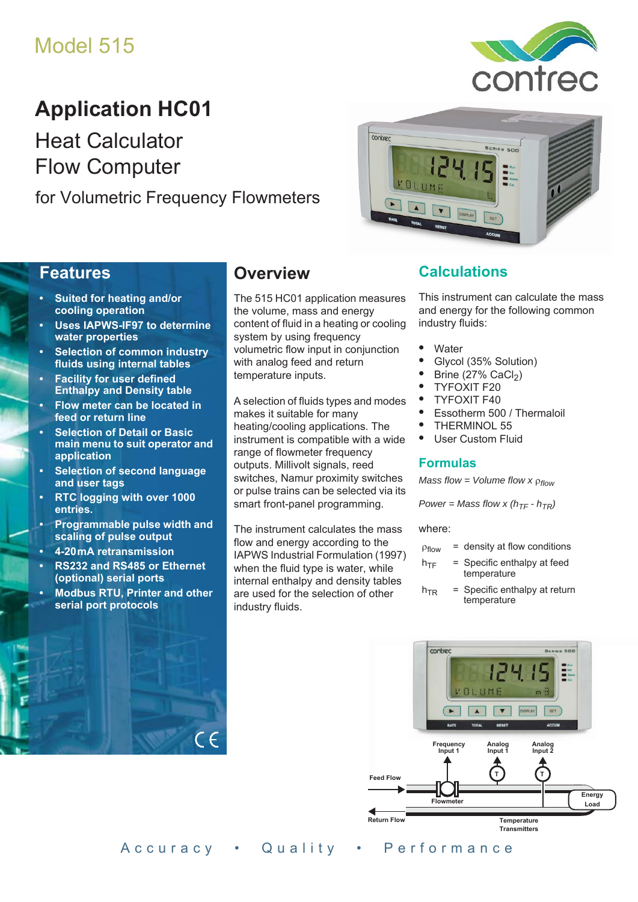Model 515

# Application HC01

## Heat Calculator Flow Computer

### for Volumetric Frequency Flowmeters

## Features

- **Suited for heating and/or cooling operation**
- **Uses IAPWS-IF97 to determine water properties**
- **Selection of common industry fluids using internal tables**
- **Facility for user defined Enthalpy and Density table**
- **Flow meter can be located in feed or return line**
- **Selection of Detail or Basic main menu to suit operator and application**
- **Selection of second language and user tags**
- **RTC logging with over 1000 entries.**
- **Programmable pulse width and scaling of pulse output**
- **4-20mA retransmission**
- **RS232 and RS485 or Ethernet (optional) serial ports**
- **Modbus RTU, Printer and other serial port protocols**

## Overview

The 515 HC01 application measures the volume, mass and energy content of fluid in a heating or cooling system by using frequency volumetric flow input in conjunction with analog feed and return temperature inputs.

A selection of fluids types and modes makes it suitable for many heating/cooling applications. The instrument is compatible with a wide range of flowmeter frequency outputs. Millivolt signals, reed switches, Namur proximity switches or pulse trains can be selected via its smart front-panel programming.

The instrument calculates the mass flow and energy according to the IAPWS Industrial Formulation (1997) when the fluid type is water, while internal enthalpy and density tables are used for the selection of other industry fluids.

## Calculations

This instrument can calculate the mass and energy for the following common industry fluids:

- Water
- Glycol (35% Solution)
- Brine (27% $CaCl_2$)
- TYFOXIT F20
- TYFOXIT F40
- Essotherm 500 / Thermaloil
- THERMINOL 55
- User Custom Fluid

## Formulas

*Mass flow = Volume flow x $\rho_{flow}$*

*Power = Mass flow x ($h_{TF}$ - $h_{TR}$)*

where:

$\rho_{flow}$ = density at flow conditions

$h_{TF}$ = Specific enthalpy at feed temperature

$h_{TR}$ = Specific enthalpy at return temperature

Frequency Input 1 — Analog Input 1 — Analog Input 2

Feed Flow — Flowmeter — Energy Load — Return Flow — Temperature Transmitters

Accuracy • Quality • Performance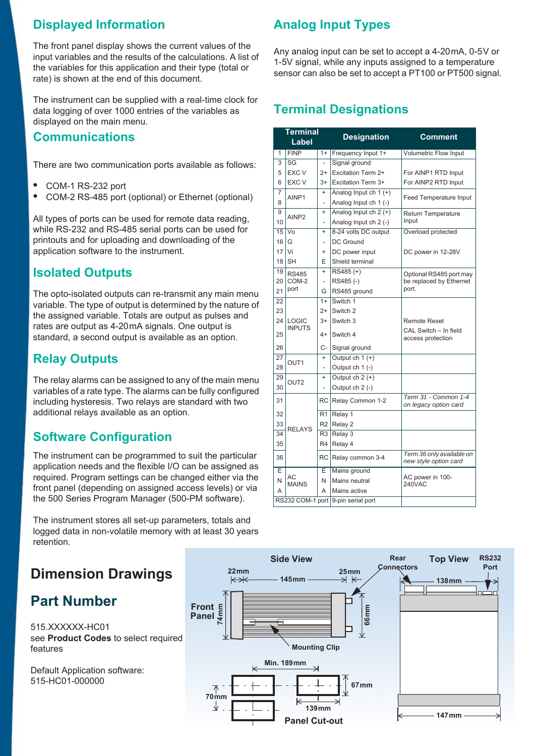## Displayed Information

The front panel display shows the current values of the input variables and the results of the calculations. A list of the variables for this application and their type (total or rate) is shown at the end of this document.

The instrument can be supplied with a real-time clock for data logging of over 1000 entries of the variables as displayed on the main menu.

## Communications

There are two communication ports available as follows:

- COM-1 RS-232 port
- COM-2 RS-485 port (optional) or Ethernet (optional)

All types of ports can be used for remote data reading, while RS-232 and RS-485 serial ports can be used for printouts and for uploading and downloading of the application software to the instrument.

## Isolated Outputs

The opto-isolated outputs can re-transmit any main menu variable. The type of output is determined by the nature of the assigned variable. Totals are output as pulses and rates are output as 4-20mA signals. One output is standard, a second output is available as an option.

## Relay Outputs

The relay alarms can be assigned to any of the main menu variables of a rate type. The alarms can be fully configured including hysteresis. Two relays are standard with two additional relays available as an option.

## Software Configuration

The instrument can be programmed to suit the particular application needs and the flexible I/O can be assigned as required. Program settings can be changed either via the front panel (depending on assigned access levels) or via the 500 Series Program Manager (500-PM software).

The instrument stores all set-up parameters, totals and logged data in non-volatile memory with at least 30 years retention.

## Analog Input Types

Any analog input can be set to accept a 4-20mA, 0-5V or 1-5V signal, while any inputs assigned to a temperature sensor can also be set to accept a PT100 or PT500 signal.

## Terminal Designations

| Terminal | Label | | Designation | Comment |
|---|---|---|---|---|
| 1 | FINP | 1+ | Frequency Input 1+ | Volumetric Flow Input |
| 3 | SG | - | Signal ground | |
| 5 | EXC V | 2+ | Excitation Term 2+ | For AINP1 RTD Input |
| 6 | EXC V | 3+ | Excitation Term 3+ | For AINP2 RTD Input |
| 7 | AINP1 | + | Analog Input ch 1 (+) | Feed Temperature Input |
| 8 | | - | Analog Input ch 1 (-) | |
| 9 | AINP2 | + | Analog Input ch 2 (+) | Return Temperature Input |
| 10 | | - | Analog Input ch 2 (-) | |
| 15 | Vo | + | 8-24 volts DC output | Overload protected |
| 16 | G | - | DC Ground | |
| 17 | Vi | + | DC power input | DC power in 12-28V |
| 18 | SH | E | Shield terminal | |
| 19 | RS485 COM-2 port | + | RS485 (+) | Optional RS485 port may be replaced by Ethernet port. |
| 20 | | - | RS485 (-) | |
| 21 | | G | RS485 ground | |
| 22 | LOGIC INPUTS | 1+ | Switch 1 | |
| 23 | | 2+ | Switch 2 | |
| 24 | | 3+ | Switch 3 | Remote Reset |
| 25 | | 4+ | Switch 4 | CAL Switch – In field access protection |
| 26 | | C- | Signal ground | |
| 27 | OUT1 | + | Output ch 1 (+) | |
| 28 | | - | Output ch 1 (-) | |
| 29 | OUT2 | + | Output ch 2 (+) | |
| 30 | | - | Output ch 2 (-) | |
| 31 | RELAYS | RC | Relay Common 1-2 | *Term 31 - Common 1-4 on legacy option card* |
| 32 | | R1 | Relay 1 | |
| 33 | | R2 | Relay 2 | |
| 34 | | R3 | Relay 3 | |
| 35 | | R4 | Relay 4 | |
| 36 | | RC | Relay common 3-4 | *Term 36 only available on new style option card* |
| E | AC MAINS | E | Mains ground | AC power in 100-240VAC |
| N | | N | Mains neutral | |
| A | | A | Mains active | |
| RS232 COM-1 port | | | 9-pin serial port | |

## Dimension Drawings

Side View: Front Panel, 22mm, 145mm, 25mm, 74mm, 66mm, Rear Connectors, Mounting Clip

Top View: 138mm, RS232 Port, 147mm

Panel Cut-out: Min. 189mm, 67mm, 70mm, 139mm

## Part Number

515.XXXXXX-HC01
see **Product Codes** to select required features

Default Application software:
515-HC01-000000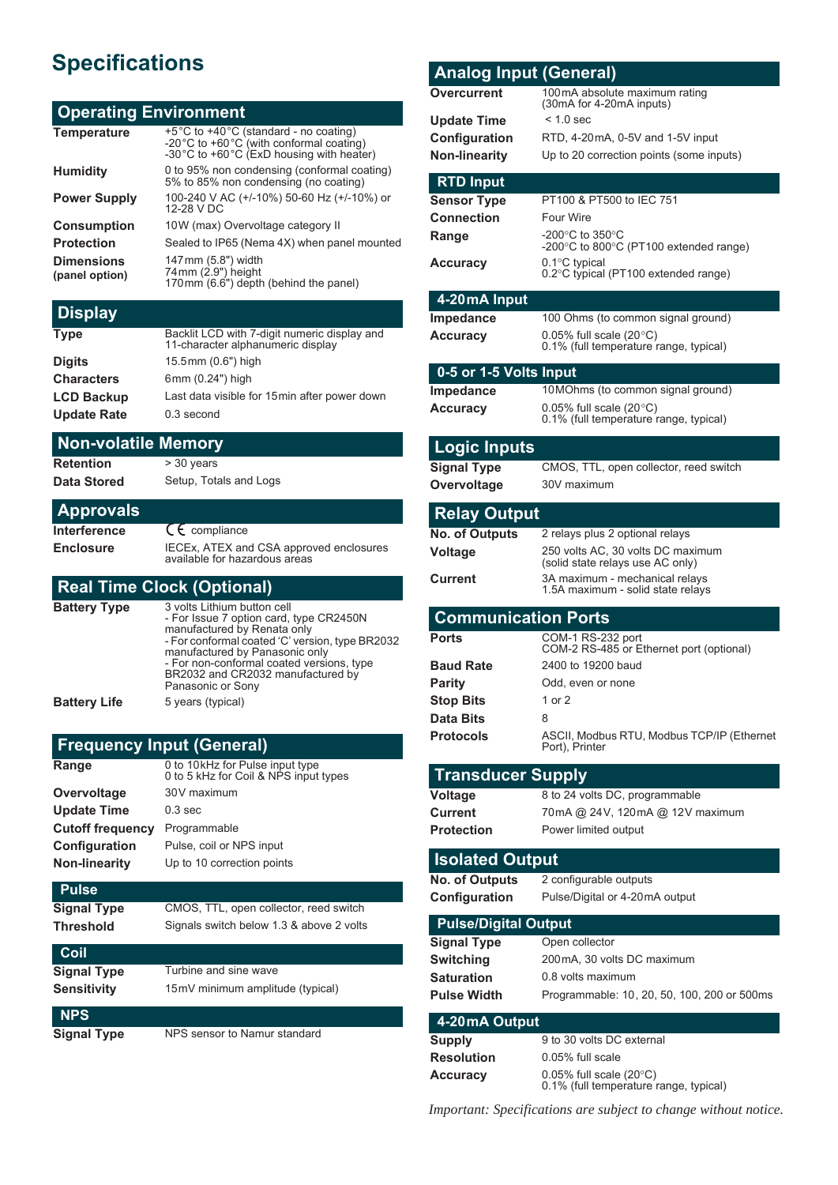# Specifications

## Operating Environment

| | |
|---|---|
| **Temperature** | +5°C to +40°C (standard - no coating)<br>-20°C to +60°C (with conformal coating)<br>-30°C to +60°C (ExD housing with heater) |
| **Humidity** | 0 to 95% non condensing (conformal coating)<br>5% to 85% non condensing (no coating) |
| **Power Supply** | 100-240 V AC (+/-10%) 50-60 Hz (+/-10%) or 12-28 V DC |
| **Consumption** | 10W (max) Overvoltage category II |
| **Protection** | Sealed to IP65 (Nema 4X) when panel mounted |
| **Dimensions (panel option)** | 147mm (5.8") width<br>74mm (2.9") height<br>170mm (6.6") depth (behind the panel) |

## Display

| | |
|---|---|
| **Type** | Backlit LCD with 7-digit numeric display and 11-character alphanumeric display |
| **Digits** | 15.5mm (0.6") high |
| **Characters** | 6mm (0.24") high |
| **LCD Backup** | Last data visible for 15min after power down |
| **Update Rate** | 0.3 second |

## Non-volatile Memory

| | |
|---|---|
| **Retention** | > 30 years |
| **Data Stored** | Setup, Totals and Logs |

## Approvals

| | |
|---|---|
| **Interference** | CE compliance |
| **Enclosure** | IECEx, ATEX and CSA approved enclosures available for hazardous areas |

## Real Time Clock (Optional)

| | |
|---|---|
| **Battery Type** | 3 volts Lithium button cell<br>- For Issue 7 option card, type CR2450N manufactured by Renata only<br>- For conformal coated 'C' version, type BR2032 manufactured by Panasonic only<br>- For non-conformal coated versions, type BR2032 and CR2032 manufactured by Panasonic or Sony |
| **Battery Life** | 5 years (typical) |

## Frequency Input (General)

| | |
|---|---|
| **Range** | 0 to 10kHz for Pulse input type<br>0 to 5 kHz for Coil & NPS input types |
| **Overvoltage** | 30V maximum |
| **Update Time** | 0.3 sec |
| **Cutoff frequency** | Programmable |
| **Configuration** | Pulse, coil or NPS input |
| **Non-linearity** | Up to 10 correction points |

### Pulse

| | |
|---|---|
| **Signal Type** | CMOS, TTL, open collector, reed switch |
| **Threshold** | Signals switch below 1.3 & above 2 volts |

### Coil

| | |
|---|---|
| **Signal Type** | Turbine and sine wave |
| **Sensitivity** | 15mV minimum amplitude (typical) |

### NPS

| | |
|---|---|
| **Signal Type** | NPS sensor to Namur standard |

## Analog Input (General)

| | |
|---|---|
| **Overcurrent** | 100mA absolute maximum rating (30mA for 4-20mA inputs) |
| **Update Time** | < 1.0 sec |
| **Configuration** | RTD, 4-20mA, 0-5V and 1-5V input |
| **Non-linearity** | Up to 20 correction points (some inputs) |

### RTD Input

| | |
|---|---|
| **Sensor Type** | PT100 & PT500 to IEC 751 |
| **Connection** | Four Wire |
| **Range** | -200°C to 350°C<br>-200°C to 800°C (PT100 extended range) |
| **Accuracy** | 0.1°C typical<br>0.2°C typical (PT100 extended range) |

### 4-20mA Input

| | |
|---|---|
| **Impedance** | 100 Ohms (to common signal ground) |
| **Accuracy** | 0.05% full scale (20°C)<br>0.1% (full temperature range, typical) |

### 0-5 or 1-5 Volts Input

| | |
|---|---|
| **Impedance** | 10MOhms (to common signal ground) |
| **Accuracy** | 0.05% full scale (20°C)<br>0.1% (full temperature range, typical) |

## Logic Inputs

| | |
|---|---|
| **Signal Type** | CMOS, TTL, open collector, reed switch |
| **Overvoltage** | 30V maximum |

## Relay Output

| | |
|---|---|
| **No. of Outputs** | 2 relays plus 2 optional relays |
| **Voltage** | 250 volts AC, 30 volts DC maximum (solid state relays use AC only) |
| **Current** | 3A maximum - mechanical relays<br>1.5A maximum - solid state relays |

## Communication Ports

| | |
|---|---|
| **Ports** | COM-1 RS-232 port<br>COM-2 RS-485 or Ethernet port (optional) |
| **Baud Rate** | 2400 to 19200 baud |
| **Parity** | Odd, even or none |
| **Stop Bits** | 1 or 2 |
| **Data Bits** | 8 |
| **Protocols** | ASCII, Modbus RTU, Modbus TCP/IP (Ethernet Port), Printer |

## Transducer Supply

| | |
|---|---|
| **Voltage** | 8 to 24 volts DC, programmable |
| **Current** | 70mA @ 24V, 120mA @ 12V maximum |
| **Protection** | Power limited output |

## Isolated Output

| | |
|---|---|
| **No. of Outputs** | 2 configurable outputs |
| **Configuration** | Pulse/Digital or 4-20mA output |

### Pulse/Digital Output

| | |
|---|---|
| **Signal Type** | Open collector |
| **Switching** | 200mA, 30 volts DC maximum |
| **Saturation** | 0.8 volts maximum |
| **Pulse Width** | Programmable: 10, 20, 50, 100, 200 or 500ms |

### 4-20mA Output

| | |
|---|---|
| **Supply** | 9 to 30 volts DC external |
| **Resolution** | 0.05% full scale |
| **Accuracy** | 0.05% full scale (20°C)<br>0.1% (full temperature range, typical) |

*Important: Specifications are subject to change without notice.*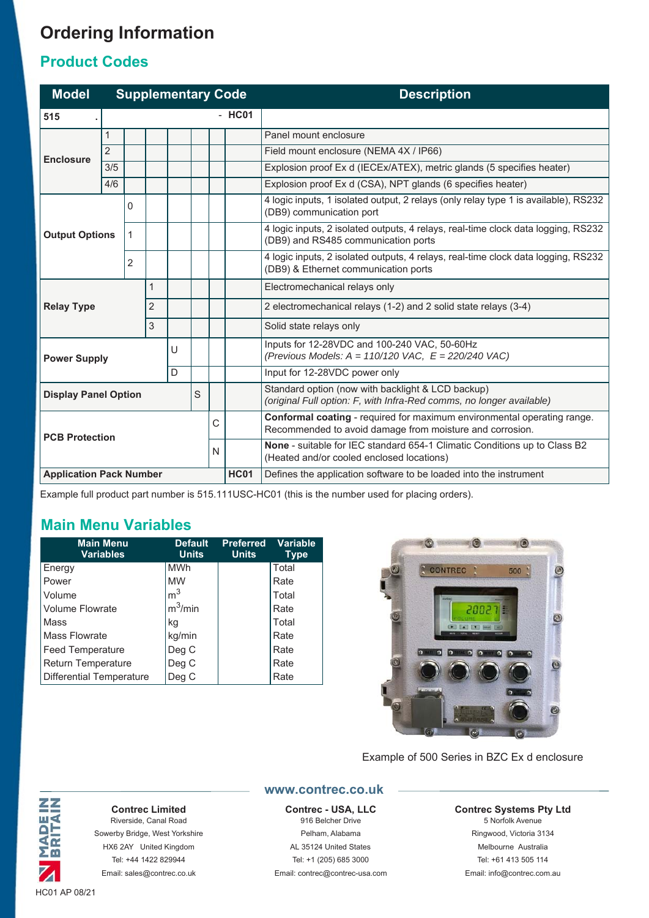# Ordering Information

## Product Codes

| Model | Supplementary Code | | | | | | | Description |
|---|---|---|---|---|---|---|---|---|
| 515 . | | | | | | | - **HC01** | |
| **Enclosure** | 1 | | | | | | | Panel mount enclosure |
| | 2 | | | | | | | Field mount enclosure (NEMA 4X / IP66) |
| | 3/5 | | | | | | | Explosion proof Ex d (IECEx/ATEX), metric glands (5 specifies heater) |
| | 4/6 | | | | | | | Explosion proof Ex d (CSA), NPT glands (6 specifies heater) |
| **Output Options** | | 0 | | | | | | 4 logic inputs, 1 isolated output, 2 relays (only relay type 1 is available), RS232 (DB9) communication port |
| | | 1 | | | | | | 4 logic inputs, 2 isolated outputs, 4 relays, real-time clock data logging, RS232 (DB9) and RS485 communication ports |
| | | 2 | | | | | | 4 logic inputs, 2 isolated outputs, 4 relays, real-time clock data logging, RS232 (DB9) & Ethernet communication ports |
| **Relay Type** | | | 1 | | | | | Electromechanical relays only |
| | | | 2 | | | | | 2 electromechanical relays (1-2) and 2 solid state relays (3-4) |
| | | | 3 | | | | | Solid state relays only |
| **Power Supply** | | | | U | | | | Inputs for 12-28VDC and 100-240 VAC, 50-60Hz *(Previous Models: A = 110/120 VAC, E = 220/240 VAC)* |
| | | | | D | | | | Input for 12-28VDC power only |
| **Display Panel Option** | | | | | S | | | Standard option (now with backlight & LCD backup) *(original Full option: F, with Infra-Red comms, no longer available)* |
| **PCB Protection** | | | | | | C | | **Conformal coating** - required for maximum environmental operating range. Recommended to avoid damage from moisture and corrosion. |
| | | | | | | N | | **None** - suitable for IEC standard 654-1 Climatic Conditions up to Class B2 (Heated and/or cooled enclosed locations) |
| **Application Pack Number** | | | | | | | **HC01** | Defines the application software to be loaded into the instrument |

Example full product part number is 515.111USC-HC01 (this is the number used for placing orders).

## Main Menu Variables

| Main Menu Variables | Default Units | Preferred Units | Variable Type |
|---|---|---|---|
| Energy | MWh | | Total |
| Power | MW | | Rate |
| Volume | $m^3$ | | Total |
| Volume Flowrate | $m^3$/min | | Rate |
| Mass | kg | | Total |
| Mass Flowrate | kg/min | | Rate |
| Feed Temperature | Deg C | | Rate |
| Return Temperature | Deg C | | Rate |
| Differential Temperature | Deg C | | Rate |

Example of 500 Series in BZC Ex d enclosure

www.contrec.co.uk

**Contrec Limited**
Riverside, Canal Road
Sowerby Bridge, West Yorkshire
HX6 2AY United Kingdom
Tel: +44 1422 829944
Email: sales@contrec.co.uk

**Contrec - USA, LLC**
916 Belcher Drive
Pelham, Alabama
AL 35124 United States
Tel: +1 (205) 685 3000
Email: contrec@contrec-usa.com

**Contrec Systems Pty Ltd**
5 Norfolk Avenue
Ringwood, Victoria 3134
Melbourne Australia
Tel: +61 413 505 114
Email: info@contrec.com.au

MADE IN BRITAIN

HC01 AP 08/21